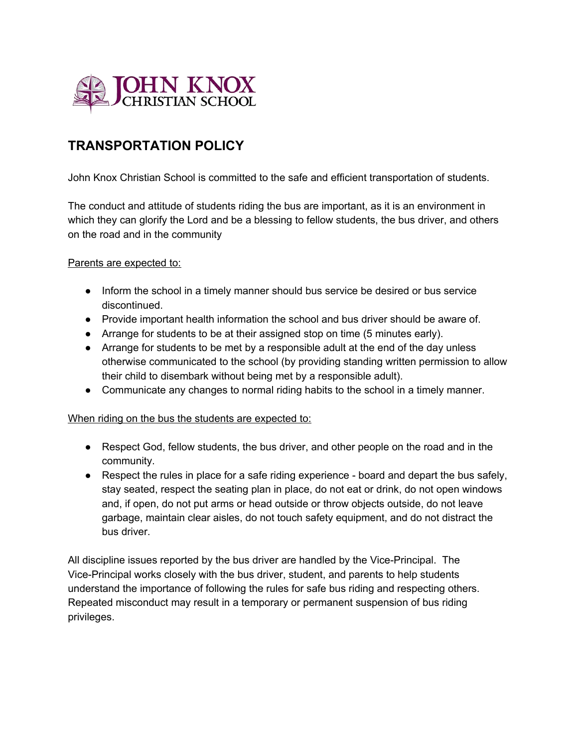JOHN KNOX CHRISTIAN SCHOOL

## TRANSPORTATION POLICY

John Knox Christian School is committed to the safe and efficient transportation of students.

The conduct and attitude of students riding the bus are important, as it is an environment in which they can glorify the Lord and be a blessing to fellow students, the bus driver, and others on the road and in the community

<u>Parents are expected to:</u>

- Inform the school in a timely manner should bus service be desired or bus service discontinued.
- Provide important health information the school and bus driver should be aware of.
- Arrange for students to be at their assigned stop on time (5 minutes early).
- Arrange for students to be met by a responsible adult at the end of the day unless otherwise communicated to the school (by providing standing written permission to allow their child to disembark without being met by a responsible adult).
- Communicate any changes to normal riding habits to the school in a timely manner.

<u>When riding on the bus the students are expected to:</u>

- Respect God, fellow students, the bus driver, and other people on the road and in the community.
- Respect the rules in place for a safe riding experience - board and depart the bus safely, stay seated, respect the seating plan in place, do not eat or drink, do not open windows and, if open, do not put arms or head outside or throw objects outside, do not leave garbage, maintain clear aisles, do not touch safety equipment, and do not distract the bus driver.

All discipline issues reported by the bus driver are handled by the Vice-Principal. The Vice-Principal works closely with the bus driver, student, and parents to help students understand the importance of following the rules for safe bus riding and respecting others. Repeated misconduct may result in a temporary or permanent suspension of bus riding privileges.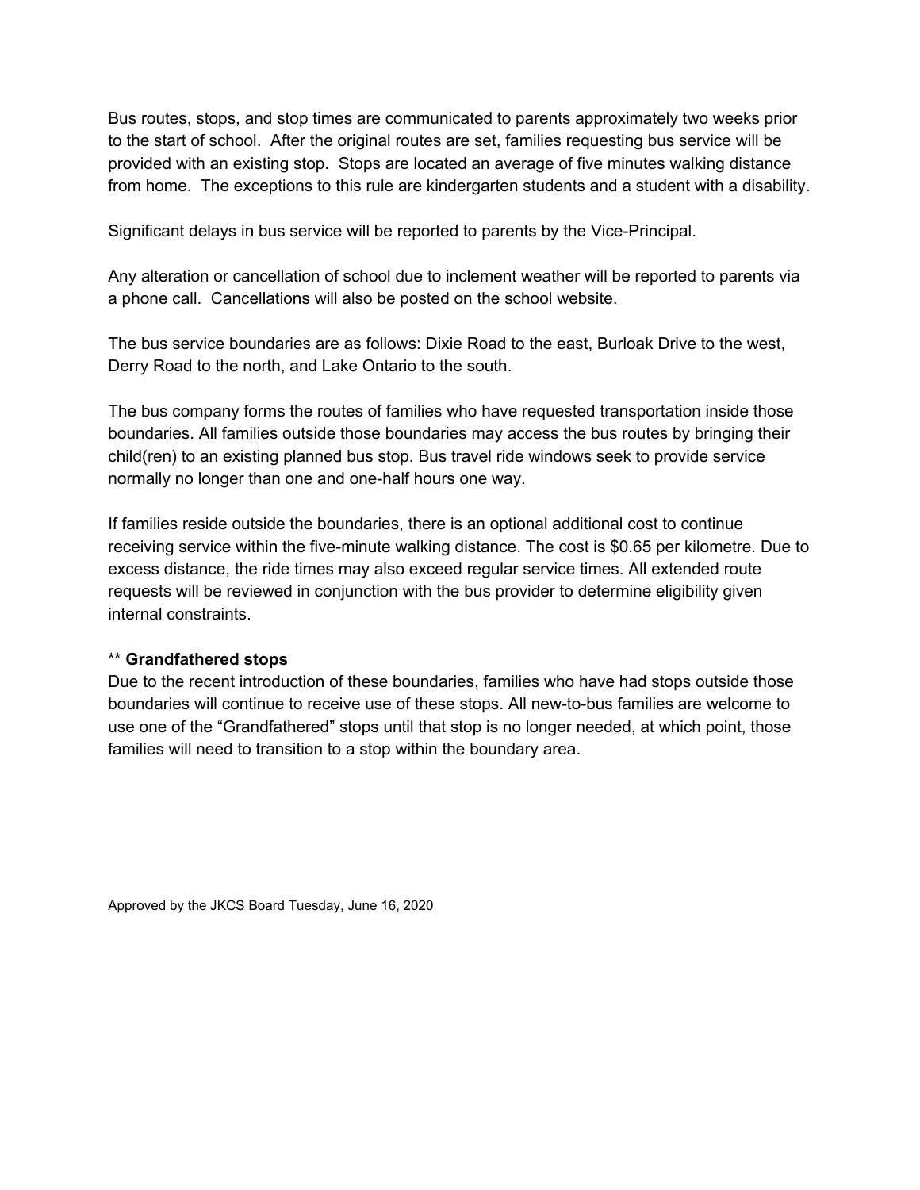Bus routes, stops, and stop times are communicated to parents approximately two weeks prior to the start of school. After the original routes are set, families requesting bus service will be provided with an existing stop. Stops are located an average of five minutes walking distance from home. The exceptions to this rule are kindergarten students and a student with a disability.

Significant delays in bus service will be reported to parents by the Vice-Principal.

Any alteration or cancellation of school due to inclement weather will be reported to parents via a phone call. Cancellations will also be posted on the school website.

The bus service boundaries are as follows: Dixie Road to the east, Burloak Drive to the west, Derry Road to the north, and Lake Ontario to the south.

The bus company forms the routes of families who have requested transportation inside those boundaries. All families outside those boundaries may access the bus routes by bringing their child(ren) to an existing planned bus stop. Bus travel ride windows seek to provide service normally no longer than one and one-half hours one way.

If families reside outside the boundaries, there is an optional additional cost to continue receiving service within the five-minute walking distance. The cost is $0.65 per kilometre. Due to excess distance, the ride times may also exceed regular service times. All extended route requests will be reviewed in conjunction with the bus provider to determine eligibility given internal constraints.

** **Grandfathered stops**

Due to the recent introduction of these boundaries, families who have had stops outside those boundaries will continue to receive use of these stops. All new-to-bus families are welcome to use one of the "Grandfathered" stops until that stop is no longer needed, at which point, those families will need to transition to a stop within the boundary area.

Approved by the JKCS Board Tuesday, June 16, 2020